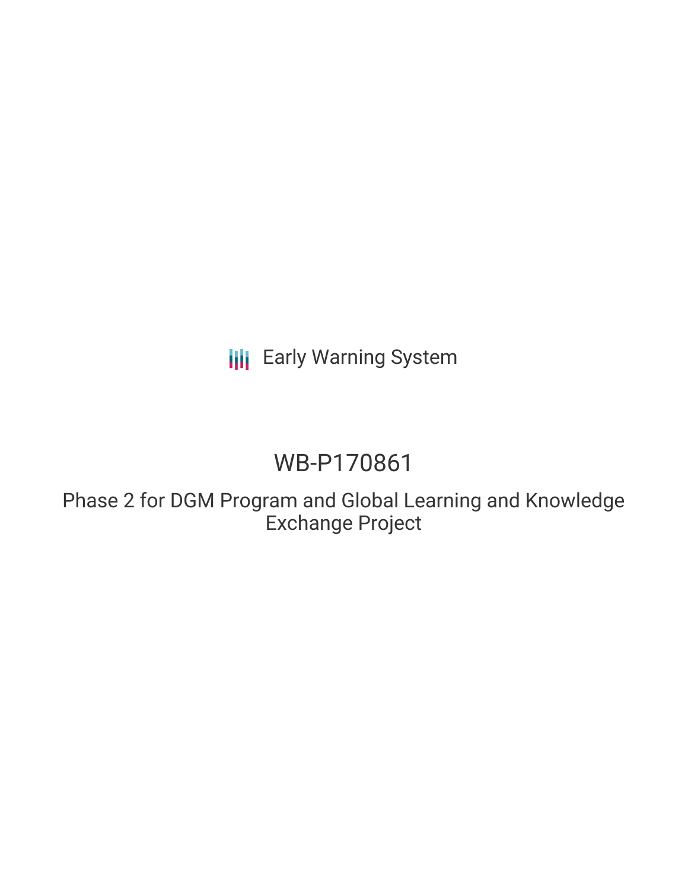Early Warning System

# WB-P170861

## Phase 2 for DGM Program and Global Learning and Knowledge Exchange Project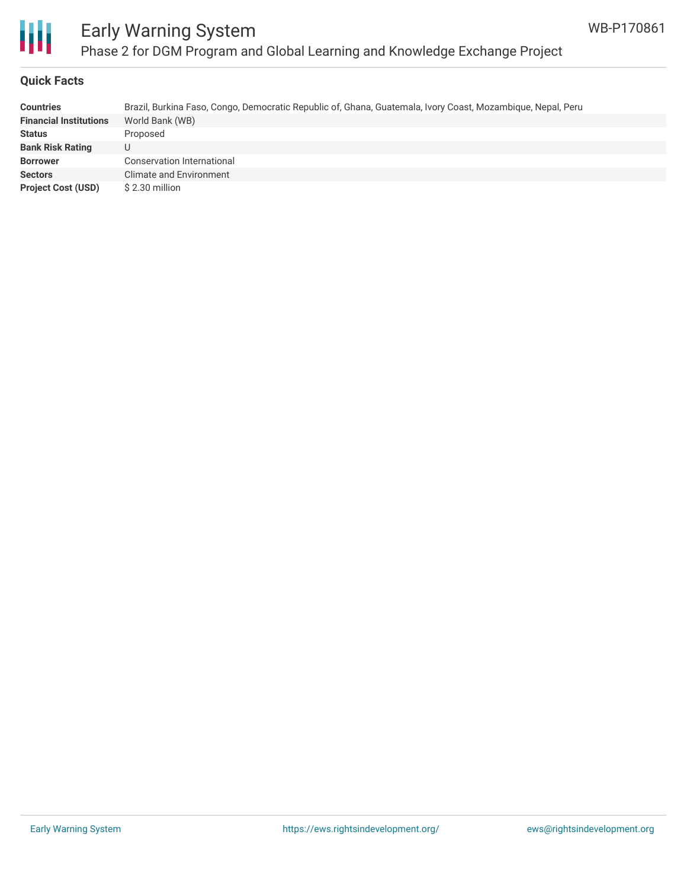# Early Warning System

## Phase 2 for DGM Program and Global Learning and Knowledge Exchange Project

WB-P170861

### Quick Facts

| | |
|---|---|
| **Countries** | Brazil, Burkina Faso, Congo, Democratic Republic of, Ghana, Guatemala, Ivory Coast, Mozambique, Nepal, Peru |
| **Financial Institutions** | World Bank (WB) |
| **Status** | Proposed |
| **Bank Risk Rating** | U |
| **Borrower** | Conservation International |
| **Sectors** | Climate and Environment |
| **Project Cost (USD)** | $ 2.30 million |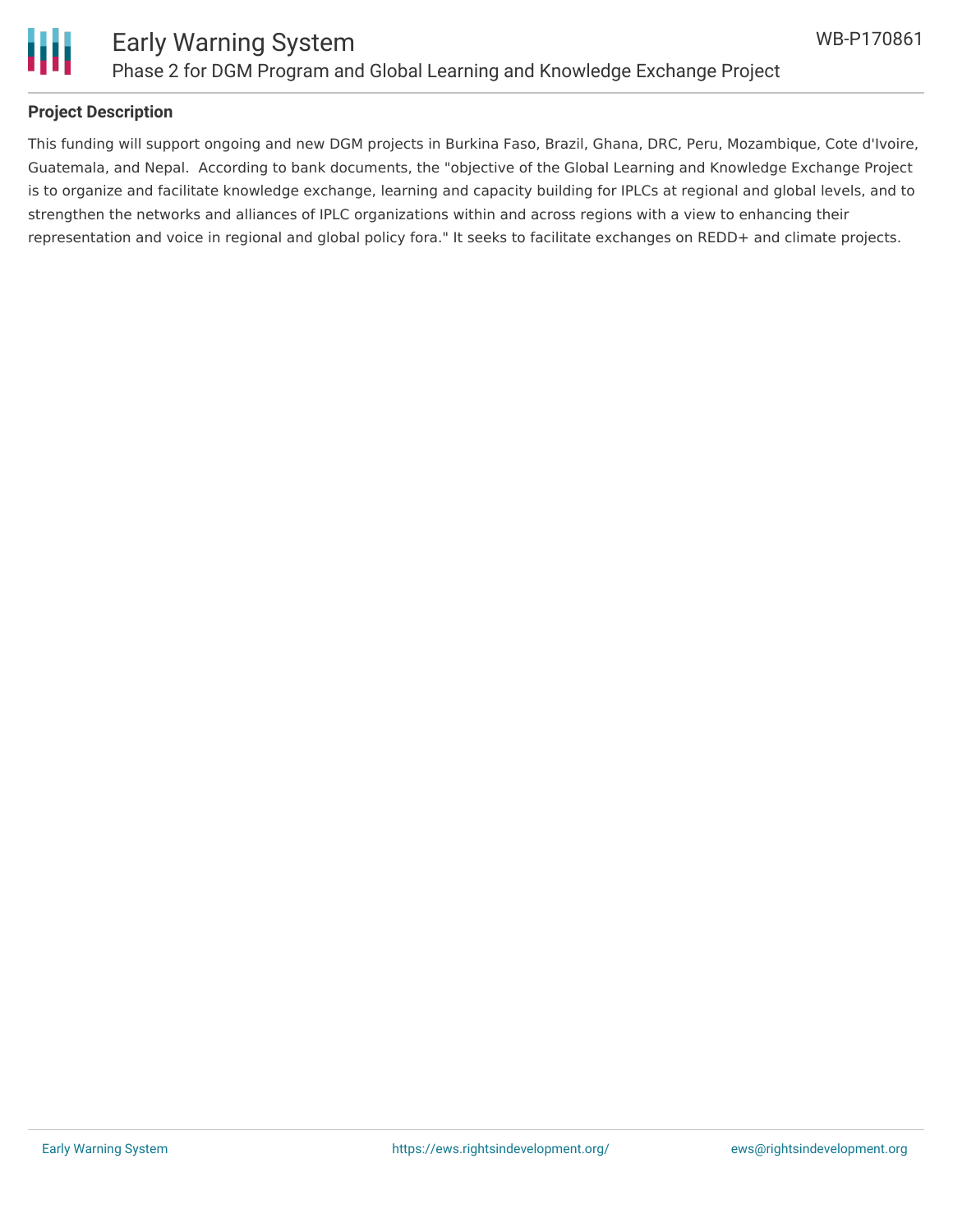## Project Description

This funding will support ongoing and new DGM projects in Burkina Faso, Brazil, Ghana, DRC, Peru, Mozambique, Cote d'Ivoire, Guatemala, and Nepal. According to bank documents, the "objective of the Global Learning and Knowledge Exchange Project is to organize and facilitate knowledge exchange, learning and capacity building for IPLCs at regional and global levels, and to strengthen the networks and alliances of IPLC organizations within and across regions with a view to enhancing their representation and voice in regional and global policy fora." It seeks to facilitate exchanges on REDD+ and climate projects.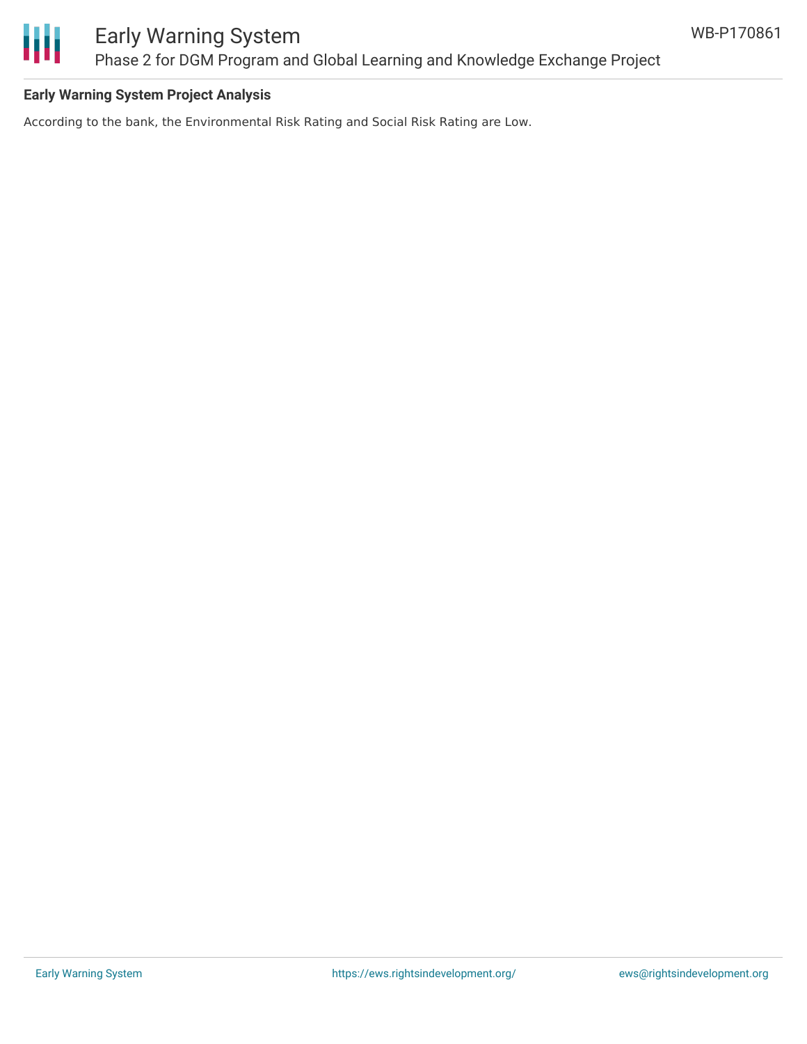**Early Warning System Project Analysis**

According to the bank, the Environmental Risk Rating and Social Risk Rating are Low.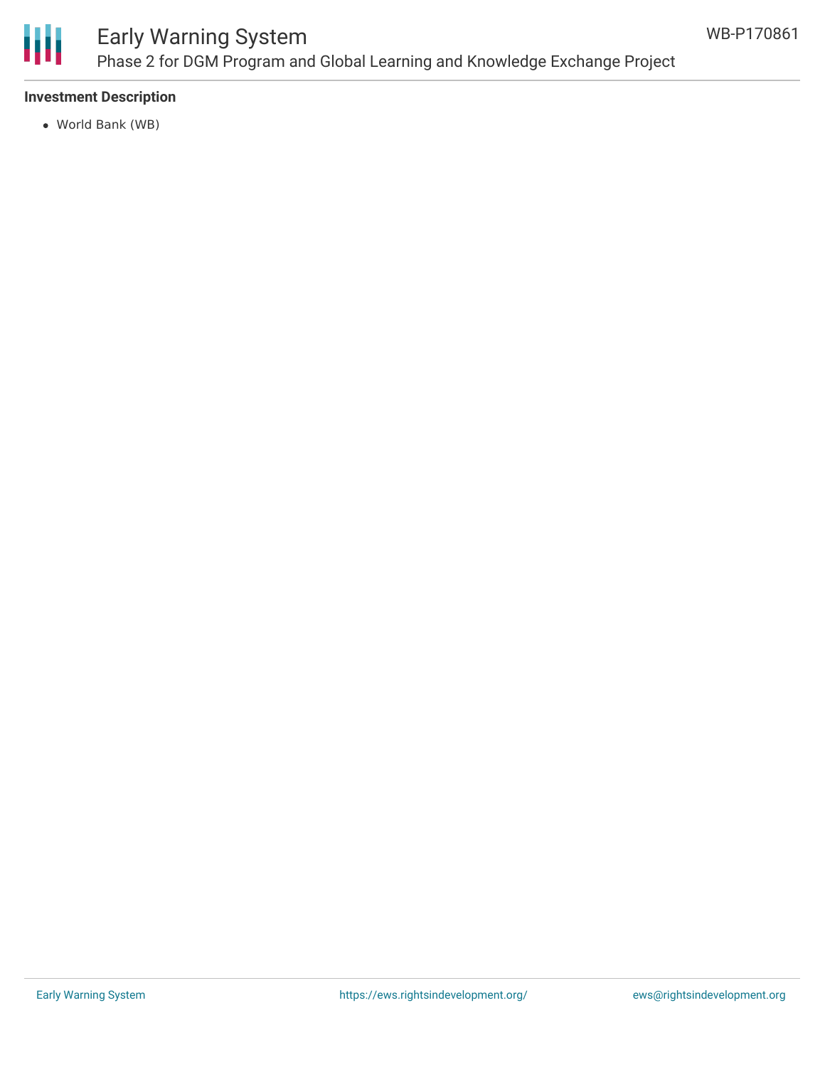**Investment Description**

- World Bank (WB)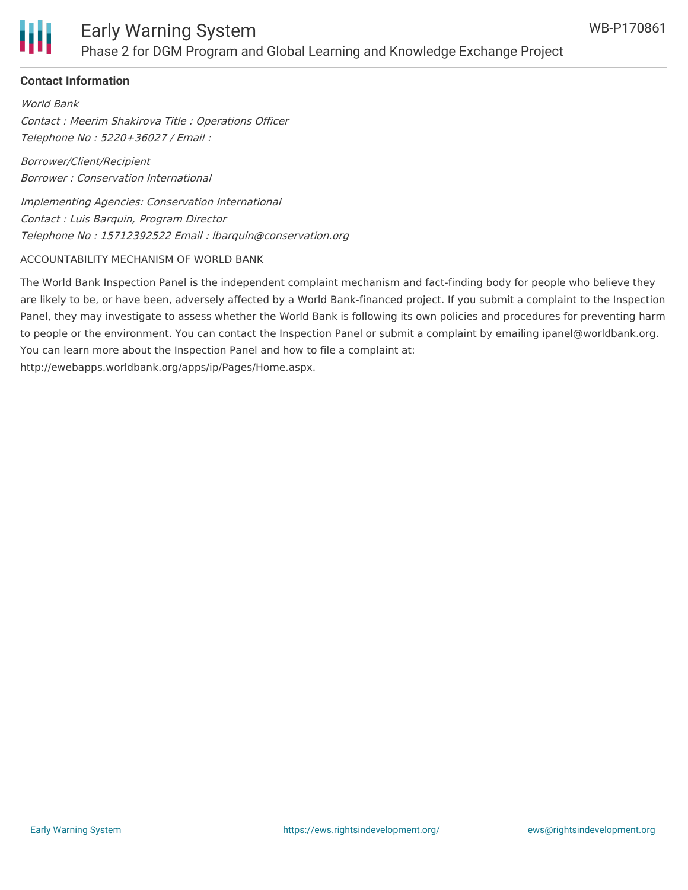## Contact Information

*World Bank*
*Contact : Meerim Shakirova Title : Operations Officer*
*Telephone No : 5220+36027 / Email :*

*Borrower/Client/Recipient*
*Borrower : Conservation International*

*Implementing Agencies: Conservation International*
*Contact : Luis Barquin, Program Director*
*Telephone No : 15712392522 Email : lbarquin@conservation.org*

ACCOUNTABILITY MECHANISM OF WORLD BANK

The World Bank Inspection Panel is the independent complaint mechanism and fact-finding body for people who believe they are likely to be, or have been, adversely affected by a World Bank-financed project. If you submit a complaint to the Inspection Panel, they may investigate to assess whether the World Bank is following its own policies and procedures for preventing harm to people or the environment. You can contact the Inspection Panel or submit a complaint by emailing ipanel@worldbank.org. You can learn more about the Inspection Panel and how to file a complaint at: http://ewebapps.worldbank.org/apps/ip/Pages/Home.aspx.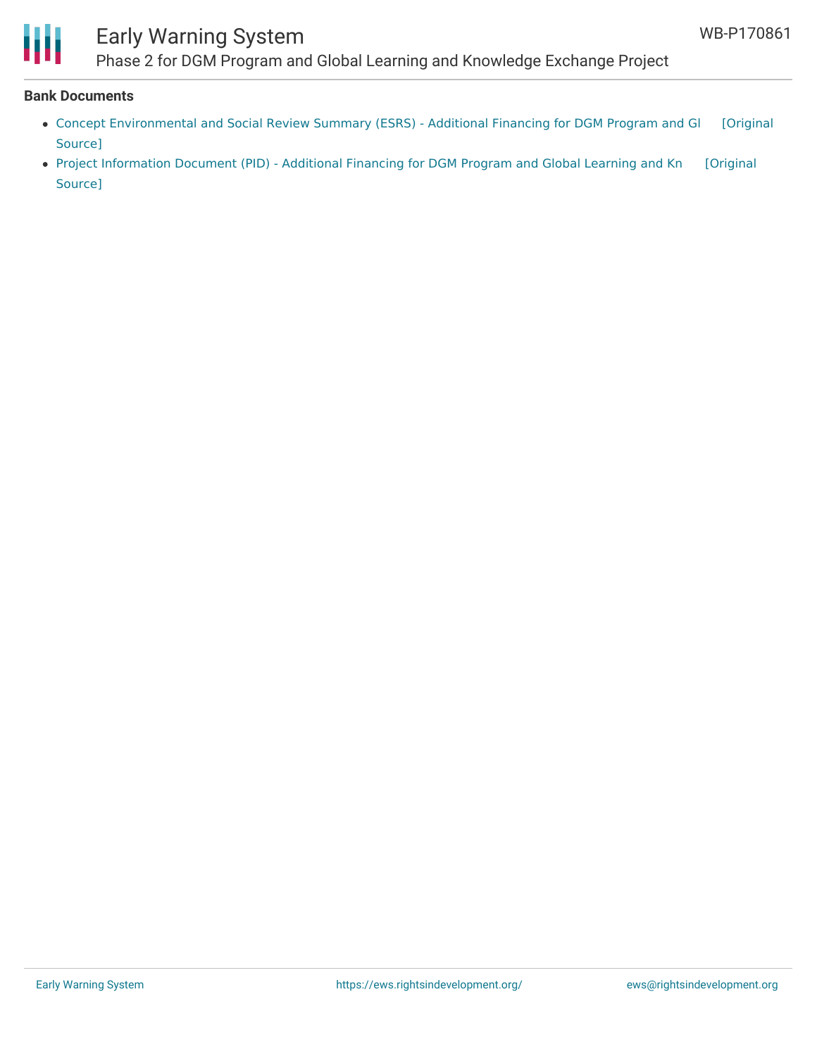**Bank Documents**

- Concept Environmental and Social Review Summary (ESRS) - Additional Financing for DGM Program and Gl [Original Source]
- Project Information Document (PID) - Additional Financing for DGM Program and Global Learning and Kn [Original Source]